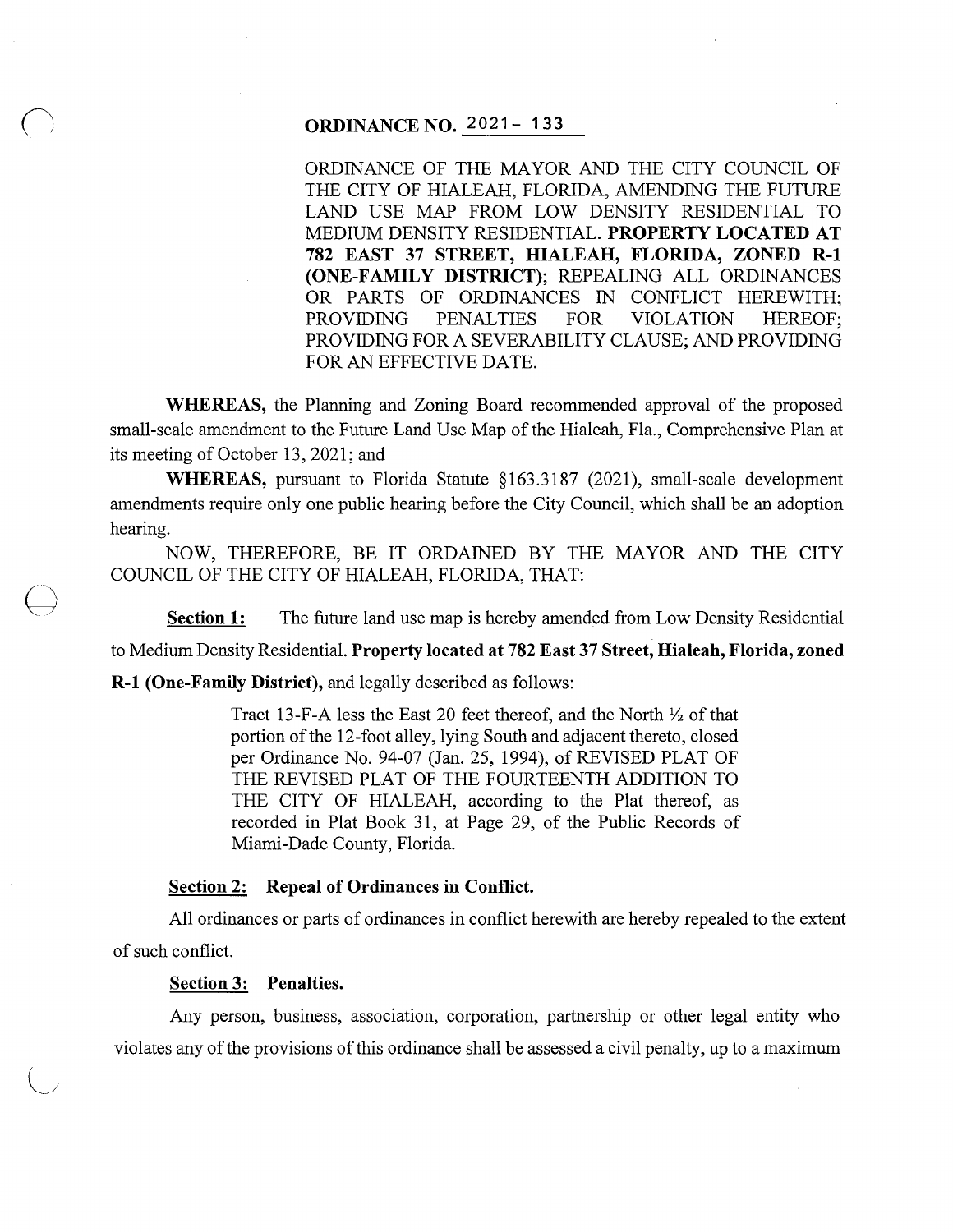# ORDINANCE NO. 2021- 133

ORDINANCE OF THE MAYOR AND THE CITY COUNCIL OF THE CITY OF HIALEAH, FLORIDA, AMENDING THE FUTURE LAND USE MAP FROM LOW DENSITY RESIDENTIAL TO MEDIUM DENSITY RESIDENTIAL. **PROPERTY LOCATED AT 782 EAST 37 STREET, HIALEAH, FLORIDA, ZONED R-1 (ONE-FAMILY DISTRICT)**; REPEALING ALL ORDINANCES OR PARTS OF ORDINANCES IN CONFLICT HEREWITH; PROVIDING PENALTIES FOR VIOLATION HEREOF; PROVIDING FOR A SEVERABILITY CLAUSE; AND PROVIDING FOR AN EFFECTIVE DATE.

**WHEREAS,** the Planning and Zoning Board recommended approval of the proposed small-scale amendment to the Future Land Use Map of the Hialeah, Fla., Comprehensive Plan at its meeting of October 13, 2021; and

**WHEREAS,** pursuant to Florida Statute §163.3187 (2021), small-scale development amendments require only one public hearing before the City Council, which shall be an adoption hearing.

NOW, THEREFORE, BE IT ORDAINED BY THE MAYOR AND THE CITY COUNCIL OF THE CITY OF HIALEAH, FLORIDA, THAT:

**Section 1:** The future land use map is hereby amended from Low Density Residential to Medium Density Residential. **Property located at 782 East 37 Street, Hialeah, Florida, zoned R-1 (One-Family District),** and legally described as follows:

> Tract 13-F-A less the East 20 feet thereof, and the North ½ of that portion of the 12-foot alley, lying South and adjacent thereto, closed per Ordinance No. 94-07 (Jan. 25, 1994), of REVISED PLAT OF THE REVISED PLAT OF THE FOURTEENTH ADDITION TO THE CITY OF HIALEAH, according to the Plat thereof, as recorded in Plat Book 31, at Page 29, of the Public Records of Miami-Dade County, Florida.

**Section 2: Repeal of Ordinances in Conflict.**

All ordinances or parts of ordinances in conflict herewith are hereby repealed to the extent of such conflict.

**Section 3: Penalties.**

Any person, business, association, corporation, partnership or other legal entity who violates any of the provisions of this ordinance shall be assessed a civil penalty, up to a maximum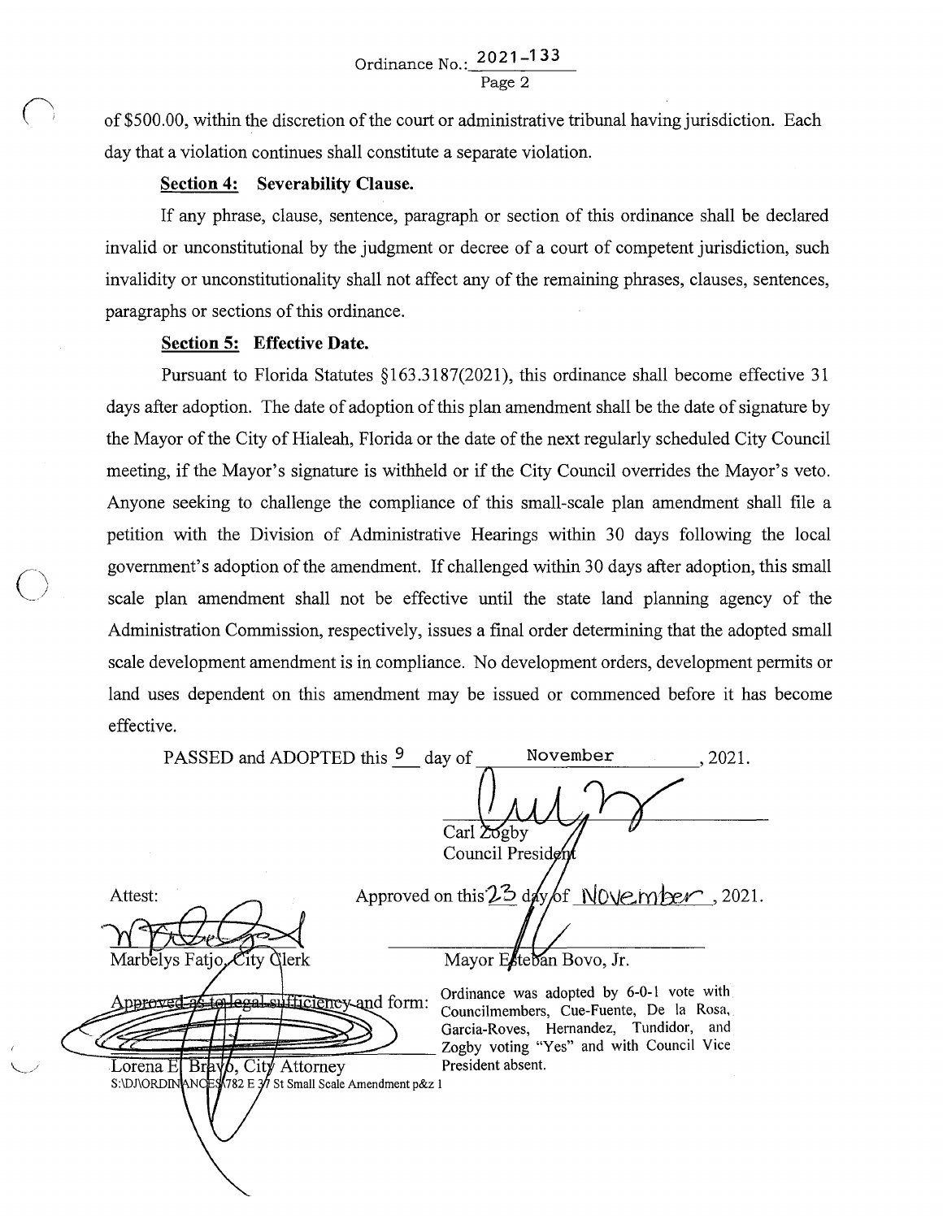Ordinance No.: 2021-133

of $500.00, within the discretion of the court or administrative tribunal having jurisdiction. Each day that a violation continues shall constitute a separate violation.

**Section 4: Severability Clause.**

If any phrase, clause, sentence, paragraph or section of this ordinance shall be declared invalid or unconstitutional by the judgment or decree of a court of competent jurisdiction, such invalidity or unconstitutionality shall not affect any of the remaining phrases, clauses, sentences, paragraphs or sections of this ordinance.

**Section 5: Effective Date.**

Pursuant to Florida Statutes §163.3187(2021), this ordinance shall become effective 31 days after adoption. The date of adoption of this plan amendment shall be the date of signature by the Mayor of the City of Hialeah, Florida or the date of the next regularly scheduled City Council meeting, if the Mayor's signature is withheld or if the City Council overrides the Mayor's veto. Anyone seeking to challenge the compliance of this small-scale plan amendment shall file a petition with the Division of Administrative Hearings within 30 days following the local government's adoption of the amendment. If challenged within 30 days after adoption, this small scale plan amendment shall not be effective until the state land planning agency of the Administration Commission, respectively, issues a final order determining that the adopted small scale development amendment is in compliance. No development orders, development permits or land uses dependent on this amendment may be issued or commenced before it has become effective.

PASSED and ADOPTED this 9 day of November, 2021.

Carl Zogby
Council President

Attest:

Marbelys Fatjo, City Clerk

Approved on this 23 day of November, 2021.

Mayor Esteban Bovo, Jr.

Approved as to legal sufficiency and form:

Lorena E. Bravo, City Attorney

S:\DJ\ORDINANCES\782 E 37 St Small Scale Amendment p&z 1

Ordinance was adopted by 6-0-1 vote with Councilmembers, Cue-Fuente, De la Rosa, Garcia-Roves, Hernandez, Tundidor, and Zogby voting "Yes" and with Council Vice President absent.